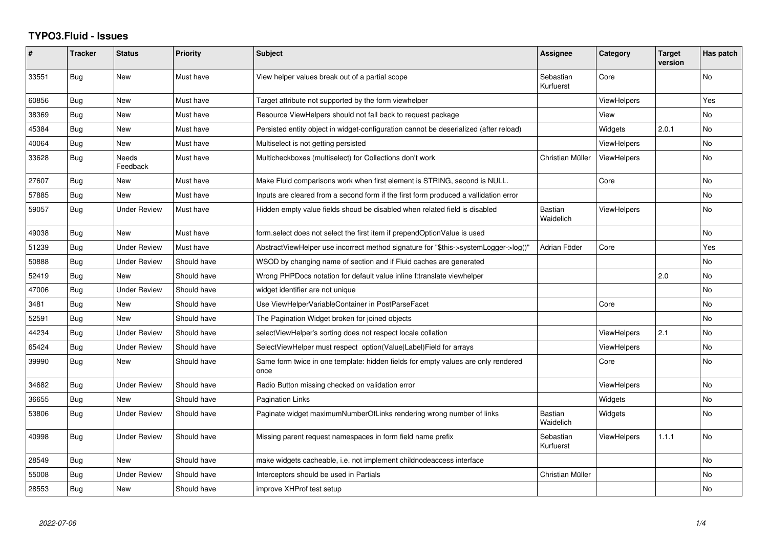# TYPO3.Fluid - Issues

| # | Tracker | Status | Priority | Subject | Assignee | Category | Target version | Has patch |
|---|---|---|---|---|---|---|---|---|
| 33551 | Bug | New | Must have | View helper values break out of a partial scope | Sebastian Kurfuerst | Core | | No |
| 60856 | Bug | New | Must have | Target attribute not supported by the form viewhelper | | ViewHelpers | | Yes |
| 38369 | Bug | New | Must have | Resource ViewHelpers should not fall back to request package | | View | | No |
| 45384 | Bug | New | Must have | Persisted entity object in widget-configuration cannot be deserialized (after reload) | | Widgets | 2.0.1 | No |
| 40064 | Bug | New | Must have | Multiselect is not getting persisted | | ViewHelpers | | No |
| 33628 | Bug | Needs Feedback | Must have | Multicheckboxes (multiselect) for Collections don't work | Christian Müller | ViewHelpers | | No |
| 27607 | Bug | New | Must have | Make Fluid comparisons work when first element is STRING, second is NULL. | | Core | | No |
| 57885 | Bug | New | Must have | Inputs are cleared from a second form if the first form produced a vallidation error | | | | No |
| 59057 | Bug | Under Review | Must have | Hidden empty value fields shoud be disabled when related field is disabled | Bastian Waidelich | ViewHelpers | | No |
| 49038 | Bug | New | Must have | form.select does not select the first item if prependOptionValue is used | | | | No |
| 51239 | Bug | Under Review | Must have | AbstractViewHelper use incorrect method signature for "$this->systemLogger->log()" | Adrian Föder | Core | | Yes |
| 50888 | Bug | Under Review | Should have | WSOD by changing name of section and if Fluid caches are generated | | | | No |
| 52419 | Bug | New | Should have | Wrong PHPDocs notation for default value inline f:translate viewhelper | | | 2.0 | No |
| 47006 | Bug | Under Review | Should have | widget identifier are not unique | | | | No |
| 3481 | Bug | New | Should have | Use ViewHelperVariableContainer in PostParseFacet | | Core | | No |
| 52591 | Bug | New | Should have | The Pagination Widget broken for joined objects | | | | No |
| 44234 | Bug | Under Review | Should have | selectViewHelper's sorting does not respect locale collation | | ViewHelpers | 2.1 | No |
| 65424 | Bug | Under Review | Should have | SelectViewHelper must respect option(Value\|Label)Field for arrays | | ViewHelpers | | No |
| 39990 | Bug | New | Should have | Same form twice in one template: hidden fields for empty values are only rendered once | | Core | | No |
| 34682 | Bug | Under Review | Should have | Radio Button missing checked on validation error | | ViewHelpers | | No |
| 36655 | Bug | New | Should have | Pagination Links | | Widgets | | No |
| 53806 | Bug | Under Review | Should have | Paginate widget maximumNumberOfLinks rendering wrong number of links | Bastian Waidelich | Widgets | | No |
| 40998 | Bug | Under Review | Should have | Missing parent request namespaces in form field name prefix | Sebastian Kurfuerst | ViewHelpers | 1.1.1 | No |
| 28549 | Bug | New | Should have | make widgets cacheable, i.e. not implement childnodeaccess interface | | | | No |
| 55008 | Bug | Under Review | Should have | Interceptors should be used in Partials | Christian Müller | | | No |
| 28553 | Bug | New | Should have | improve XHProf test setup | | | | No |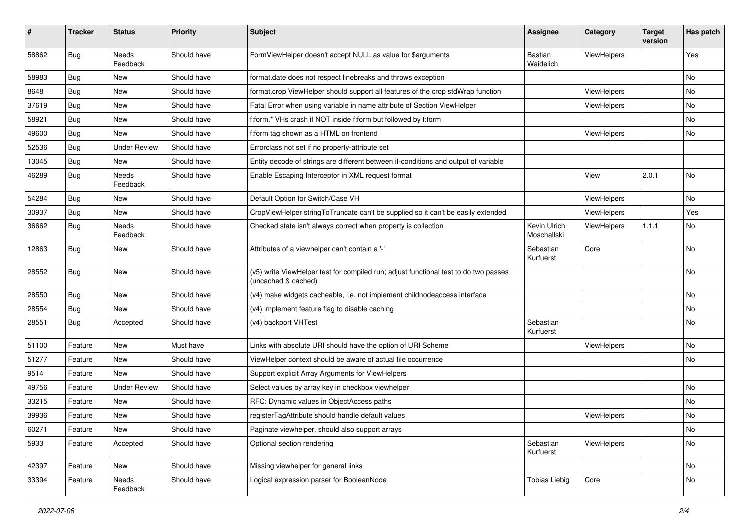| # | Tracker | Status | Priority | Subject | Assignee | Category | Target version | Has patch |
|---|---|---|---|---|---|---|---|---|
| 58862 | Bug | Needs Feedback | Should have | FormViewHelper doesn't accept NULL as value for $arguments | Bastian Waidelich | ViewHelpers | | Yes |
| 58983 | Bug | New | Should have | format.date does not respect linebreaks and throws exception | | | | No |
| 8648 | Bug | New | Should have | format.crop ViewHelper should support all features of the crop stdWrap function | | ViewHelpers | | No |
| 37619 | Bug | New | Should have | Fatal Error when using variable in name attribute of Section ViewHelper | | ViewHelpers | | No |
| 58921 | Bug | New | Should have | f:form.* VHs crash if NOT inside f:form but followed by f:form | | | | No |
| 49600 | Bug | New | Should have | f:form tag shown as a HTML on frontend | | ViewHelpers | | No |
| 52536 | Bug | Under Review | Should have | Errorclass not set if no property-attribute set | | | | |
| 13045 | Bug | New | Should have | Entity decode of strings are different between if-conditions and output of variable | | | | |
| 46289 | Bug | Needs Feedback | Should have | Enable Escaping Interceptor in XML request format | | View | 2.0.1 | No |
| 54284 | Bug | New | Should have | Default Option for Switch/Case VH | | ViewHelpers | | No |
| 30937 | Bug | New | Should have | CropViewHelper stringToTruncate can't be supplied so it can't be easily extended | | ViewHelpers | | Yes |
| 36662 | Bug | Needs Feedback | Should have | Checked state isn't always correct when property is collection | Kevin Ulrich Moschallski | ViewHelpers | 1.1.1 | No |
| 12863 | Bug | New | Should have | Attributes of a viewhelper can't contain a '-' | Sebastian Kurfuerst | Core | | No |
| 28552 | Bug | New | Should have | (v5) write ViewHelper test for compiled run; adjust functional test to do two passes (uncached & cached) | | | | No |
| 28550 | Bug | New | Should have | (v4) make widgets cacheable, i.e. not implement childnodeaccess interface | | | | No |
| 28554 | Bug | New | Should have | (v4) implement feature flag to disable caching | | | | No |
| 28551 | Bug | Accepted | Should have | (v4) backport VHTest | Sebastian Kurfuerst | | | No |
| 51100 | Feature | New | Must have | Links with absolute URI should have the option of URI Scheme | | ViewHelpers | | No |
| 51277 | Feature | New | Should have | ViewHelper context should be aware of actual file occurrence | | | | No |
| 9514 | Feature | New | Should have | Support explicit Array Arguments for ViewHelpers | | | | |
| 49756 | Feature | Under Review | Should have | Select values by array key in checkbox viewhelper | | | | No |
| 33215 | Feature | New | Should have | RFC: Dynamic values in ObjectAccess paths | | | | No |
| 39936 | Feature | New | Should have | registerTagAttribute should handle default values | | ViewHelpers | | No |
| 60271 | Feature | New | Should have | Paginate viewhelper, should also support arrays | | | | No |
| 5933 | Feature | Accepted | Should have | Optional section rendering | Sebastian Kurfuerst | ViewHelpers | | No |
| 42397 | Feature | New | Should have | Missing viewhelper for general links | | | | No |
| 33394 | Feature | Needs Feedback | Should have | Logical expression parser for BooleanNode | Tobias Liebig | Core | | No |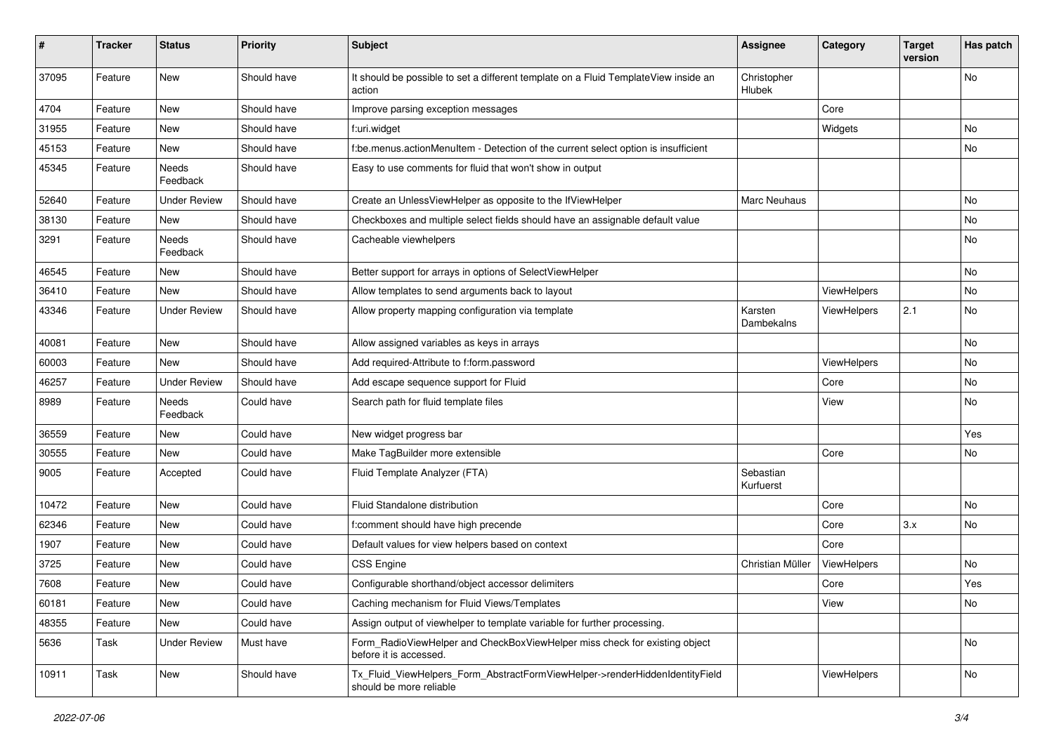| # | Tracker | Status | Priority | Subject | Assignee | Category | Target version | Has patch |
|---|---|---|---|---|---|---|---|---|
| 37095 | Feature | New | Should have | It should be possible to set a different template on a Fluid TemplateView inside an action | Christopher Hlubek | | | No |
| 4704 | Feature | New | Should have | Improve parsing exception messages | | Core | | |
| 31955 | Feature | New | Should have | f:uri.widget | | Widgets | | No |
| 45153 | Feature | New | Should have | f:be.menus.actionMenuItem - Detection of the current select option is insufficient | | | | No |
| 45345 | Feature | Needs Feedback | Should have | Easy to use comments for fluid that won't show in output | | | | |
| 52640 | Feature | Under Review | Should have | Create an UnlessViewHelper as opposite to the IfViewHelper | Marc Neuhaus | | | No |
| 38130 | Feature | New | Should have | Checkboxes and multiple select fields should have an assignable default value | | | | No |
| 3291 | Feature | Needs Feedback | Should have | Cacheable viewhelpers | | | | No |
| 46545 | Feature | New | Should have | Better support for arrays in options of SelectViewHelper | | | | No |
| 36410 | Feature | New | Should have | Allow templates to send arguments back to layout | | ViewHelpers | | No |
| 43346 | Feature | Under Review | Should have | Allow property mapping configuration via template | Karsten Dambekalns | ViewHelpers | 2.1 | No |
| 40081 | Feature | New | Should have | Allow assigned variables as keys in arrays | | | | No |
| 60003 | Feature | New | Should have | Add required-Attribute to f:form.password | | ViewHelpers | | No |
| 46257 | Feature | Under Review | Should have | Add escape sequence support for Fluid | | Core | | No |
| 8989 | Feature | Needs Feedback | Could have | Search path for fluid template files | | View | | No |
| 36559 | Feature | New | Could have | New widget progress bar | | | | Yes |
| 30555 | Feature | New | Could have | Make TagBuilder more extensible | | Core | | No |
| 9005 | Feature | Accepted | Could have | Fluid Template Analyzer (FTA) | Sebastian Kurfuerst | | | |
| 10472 | Feature | New | Could have | Fluid Standalone distribution | | Core | | No |
| 62346 | Feature | New | Could have | f:comment should have high precende | | Core | 3.x | No |
| 1907 | Feature | New | Could have | Default values for view helpers based on context | | Core | | |
| 3725 | Feature | New | Could have | CSS Engine | Christian Müller | ViewHelpers | | No |
| 7608 | Feature | New | Could have | Configurable shorthand/object accessor delimiters | | Core | | Yes |
| 60181 | Feature | New | Could have | Caching mechanism for Fluid Views/Templates | | View | | No |
| 48355 | Feature | New | Could have | Assign output of viewhelper to template variable for further processing. | | | | |
| 5636 | Task | Under Review | Must have | Form_RadioViewHelper and CheckBoxViewHelper miss check for existing object before it is accessed. | | | | No |
| 10911 | Task | New | Should have | Tx_Fluid_ViewHelpers_Form_AbstractFormViewHelper->renderHiddenIdentityField should be more reliable | | ViewHelpers | | No |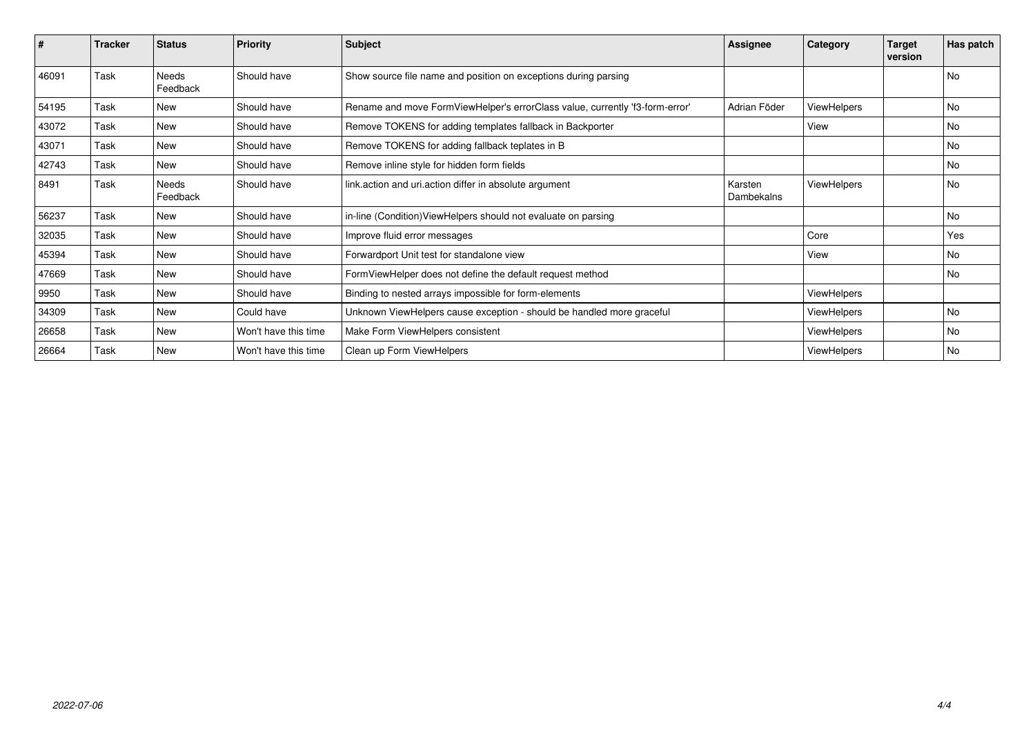| # | Tracker | Status | Priority | Subject | Assignee | Category | Target version | Has patch |
|---|---|---|---|---|---|---|---|---|
| 46091 | Task | Needs Feedback | Should have | Show source file name and position on exceptions during parsing | | | | No |
| 54195 | Task | New | Should have | Rename and move FormViewHelper's errorClass value, currently 'f3-form-error' | Adrian Föder | ViewHelpers | | No |
| 43072 | Task | New | Should have | Remove TOKENS for adding templates fallback in Backporter | | View | | No |
| 43071 | Task | New | Should have | Remove TOKENS for adding fallback teplates in B | | | | No |
| 42743 | Task | New | Should have | Remove inline style for hidden form fields | | | | No |
| 8491 | Task | Needs Feedback | Should have | link.action and uri.action differ in absolute argument | Karsten Dambekalns | ViewHelpers | | No |
| 56237 | Task | New | Should have | in-line (Condition)ViewHelpers should not evaluate on parsing | | | | No |
| 32035 | Task | New | Should have | Improve fluid error messages | | Core | | Yes |
| 45394 | Task | New | Should have | Forwardport Unit test for standalone view | | View | | No |
| 47669 | Task | New | Should have | FormViewHelper does not define the default request method | | | | No |
| 9950 | Task | New | Should have | Binding to nested arrays impossible for form-elements | | ViewHelpers | | |
| 34309 | Task | New | Could have | Unknown ViewHelpers cause exception - should be handled more graceful | | ViewHelpers | | No |
| 26658 | Task | New | Won't have this time | Make Form ViewHelpers consistent | | ViewHelpers | | No |
| 26664 | Task | New | Won't have this time | Clean up Form ViewHelpers | | ViewHelpers | | No |

2022-07-06